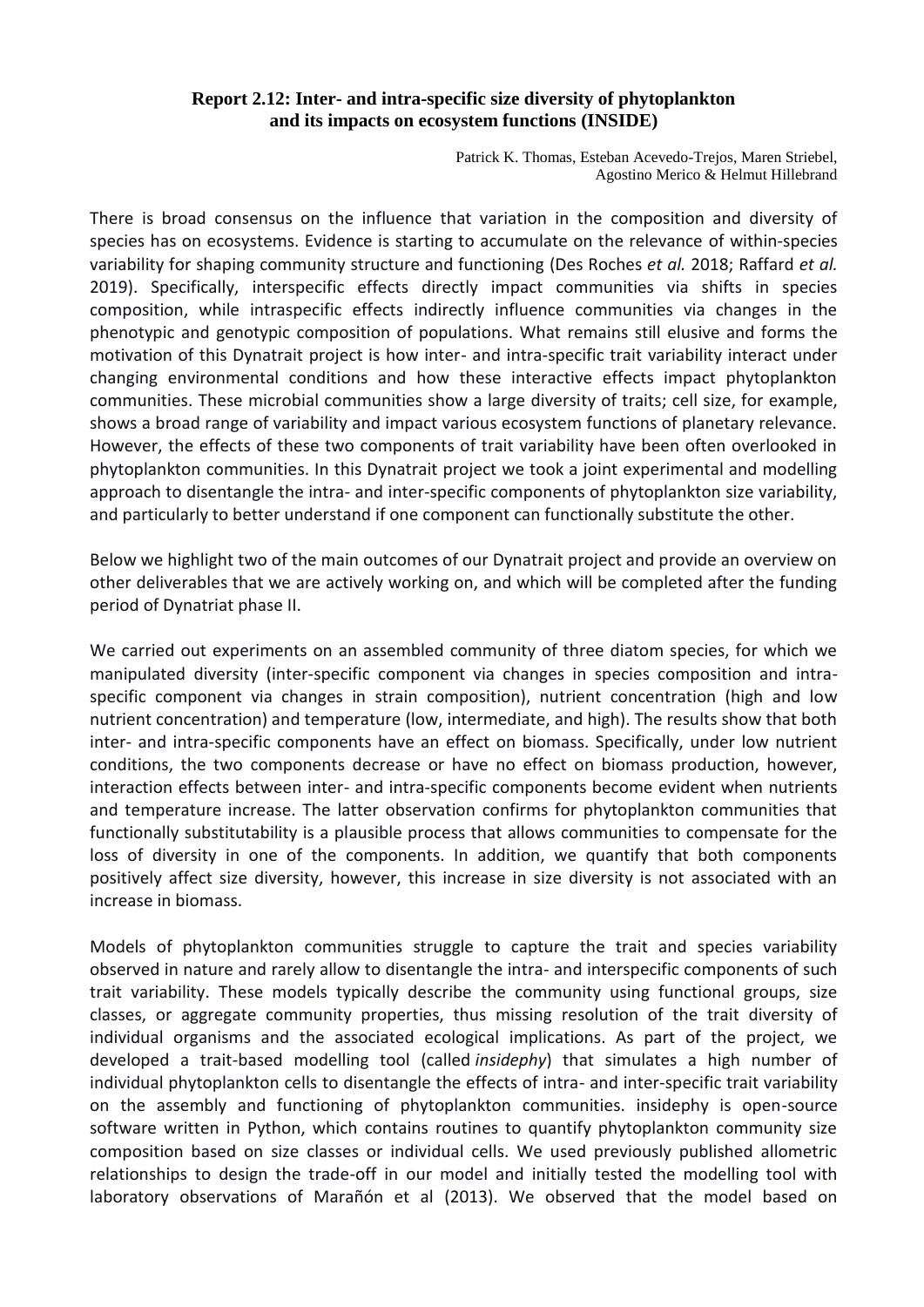**Report 2.12: Inter- and intra-specific size diversity of phytoplankton and its impacts on ecosystem functions (INSIDE)**

Patrick K. Thomas, Esteban Acevedo-Trejos, Maren Striebel, Agostino Merico & Helmut Hillebrand

There is broad consensus on the influence that variation in the composition and diversity of species has on ecosystems. Evidence is starting to accumulate on the relevance of within-species variability for shaping community structure and functioning (Des Roches *et al.* 2018; Raffard *et al.* 2019). Specifically, interspecific effects directly impact communities via shifts in species composition, while intraspecific effects indirectly influence communities via changes in the phenotypic and genotypic composition of populations. What remains still elusive and forms the motivation of this Dynatrait project is how inter- and intra-specific trait variability interact under changing environmental conditions and how these interactive effects impact phytoplankton communities. These microbial communities show a large diversity of traits; cell size, for example, shows a broad range of variability and impact various ecosystem functions of planetary relevance. However, the effects of these two components of trait variability have been often overlooked in phytoplankton communities. In this Dynatrait project we took a joint experimental and modelling approach to disentangle the intra- and inter-specific components of phytoplankton size variability, and particularly to better understand if one component can functionally substitute the other.

Below we highlight two of the main outcomes of our Dynatrait project and provide an overview on other deliverables that we are actively working on, and which will be completed after the funding period of Dynatriat phase II.

We carried out experiments on an assembled community of three diatom species, for which we manipulated diversity (inter-specific component via changes in species composition and intra-specific component via changes in strain composition), nutrient concentration (high and low nutrient concentration) and temperature (low, intermediate, and high). The results show that both inter- and intra-specific components have an effect on biomass. Specifically, under low nutrient conditions, the two components decrease or have no effect on biomass production, however, interaction effects between inter- and intra-specific components become evident when nutrients and temperature increase. The latter observation confirms for phytoplankton communities that functionally substitutability is a plausible process that allows communities to compensate for the loss of diversity in one of the components. In addition, we quantify that both components positively affect size diversity, however, this increase in size diversity is not associated with an increase in biomass.

Models of phytoplankton communities struggle to capture the trait and species variability observed in nature and rarely allow to disentangle the intra- and interspecific components of such trait variability. These models typically describe the community using functional groups, size classes, or aggregate community properties, thus missing resolution of the trait diversity of individual organisms and the associated ecological implications. As part of the project, we developed a trait-based modelling tool (called *insidephy*) that simulates a high number of individual phytoplankton cells to disentangle the effects of intra- and inter-specific trait variability on the assembly and functioning of phytoplankton communities. insidephy is open-source software written in Python, which contains routines to quantify phytoplankton community size composition based on size classes or individual cells. We used previously published allometric relationships to design the trade-off in our model and initially tested the modelling tool with laboratory observations of Marañón et al (2013). We observed that the model based on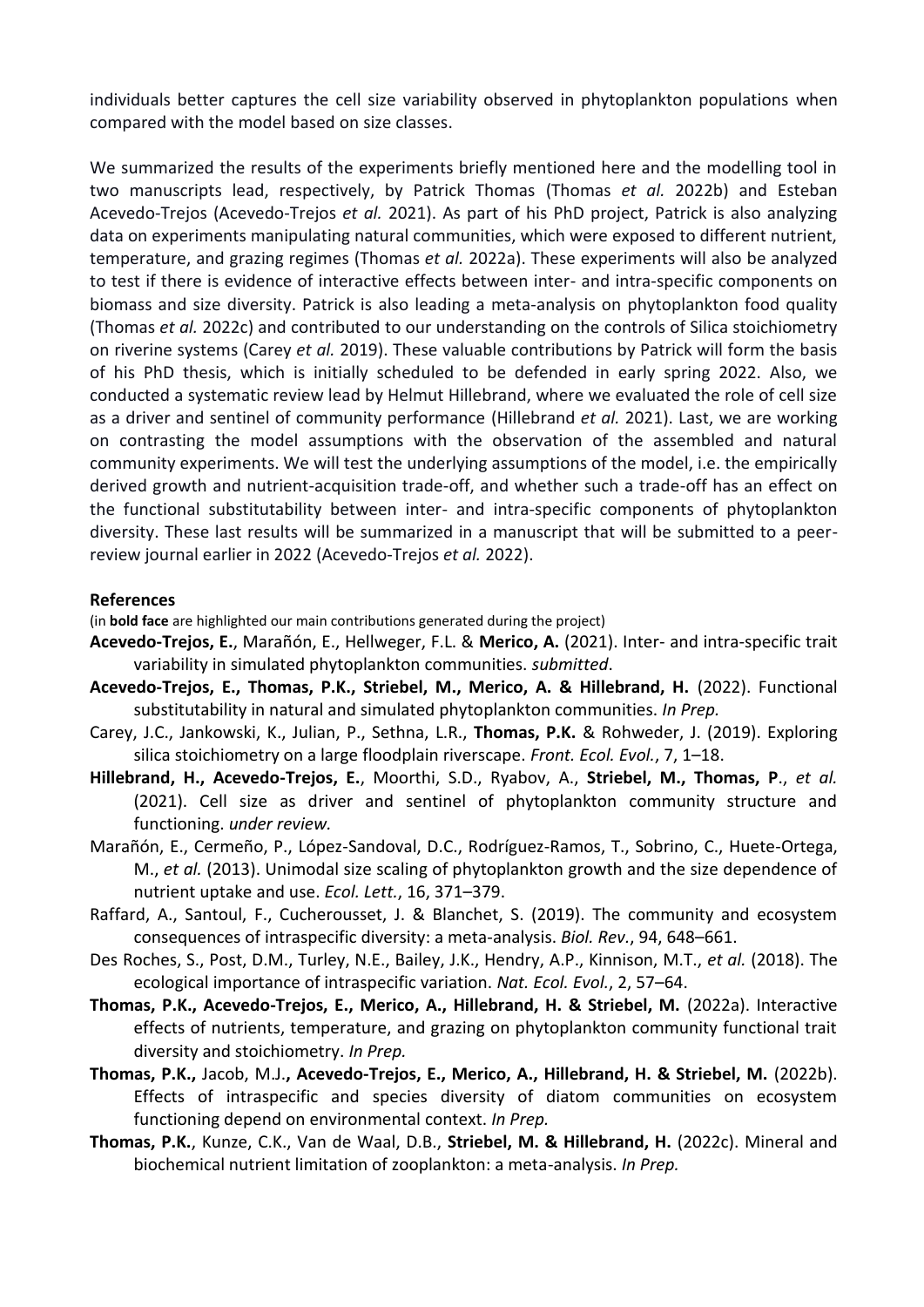individuals better captures the cell size variability observed in phytoplankton populations when compared with the model based on size classes.

We summarized the results of the experiments briefly mentioned here and the modelling tool in two manuscripts lead, respectively, by Patrick Thomas (Thomas *et al.* 2022b) and Esteban Acevedo-Trejos (Acevedo-Trejos *et al.* 2021). As part of his PhD project, Patrick is also analyzing data on experiments manipulating natural communities, which were exposed to different nutrient, temperature, and grazing regimes (Thomas *et al.* 2022a). These experiments will also be analyzed to test if there is evidence of interactive effects between inter- and intra-specific components on biomass and size diversity. Patrick is also leading a meta-analysis on phytoplankton food quality (Thomas *et al.* 2022c) and contributed to our understanding on the controls of Silica stoichiometry on riverine systems (Carey *et al.* 2019). These valuable contributions by Patrick will form the basis of his PhD thesis, which is initially scheduled to be defended in early spring 2022. Also, we conducted a systematic review lead by Helmut Hillebrand, where we evaluated the role of cell size as a driver and sentinel of community performance (Hillebrand *et al.* 2021). Last, we are working on contrasting the model assumptions with the observation of the assembled and natural community experiments. We will test the underlying assumptions of the model, i.e. the empirically derived growth and nutrient-acquisition trade-off, and whether such a trade-off has an effect on the functional substitutability between inter- and intra-specific components of phytoplankton diversity. These last results will be summarized in a manuscript that will be submitted to a peer-review journal earlier in 2022 (Acevedo-Trejos *et al.* 2022).

**References**

(in **bold face** are highlighted our main contributions generated during the project)

**Acevedo-Trejos, E.**, Marañón, E., Hellweger, F.L. & **Merico, A.** (2021). Inter- and intra-specific trait variability in simulated phytoplankton communities. *submitted*.

**Acevedo-Trejos, E., Thomas, P.K., Striebel, M., Merico, A. & Hillebrand, H.** (2022). Functional substitutability in natural and simulated phytoplankton communities. *In Prep.*

Carey, J.C., Jankowski, K., Julian, P., Sethna, L.R., **Thomas, P.K.** & Rohweder, J. (2019). Exploring silica stoichiometry on a large floodplain riverscape. *Front. Ecol. Evol.*, 7, 1–18.

**Hillebrand, H., Acevedo-Trejos, E.**, Moorthi, S.D., Ryabov, A., **Striebel, M., Thomas, P**., *et al.* (2021). Cell size as driver and sentinel of phytoplankton community structure and functioning. *under review.*

Marañón, E., Cermeño, P., López-Sandoval, D.C., Rodríguez-Ramos, T., Sobrino, C., Huete-Ortega, M., *et al.* (2013). Unimodal size scaling of phytoplankton growth and the size dependence of nutrient uptake and use. *Ecol. Lett.*, 16, 371–379.

Raffard, A., Santoul, F., Cucherousset, J. & Blanchet, S. (2019). The community and ecosystem consequences of intraspecific diversity: a meta-analysis. *Biol. Rev.*, 94, 648–661.

Des Roches, S., Post, D.M., Turley, N.E., Bailey, J.K., Hendry, A.P., Kinnison, M.T., *et al.* (2018). The ecological importance of intraspecific variation. *Nat. Ecol. Evol.*, 2, 57–64.

**Thomas, P.K., Acevedo-Trejos, E., Merico, A., Hillebrand, H. & Striebel, M.** (2022a). Interactive effects of nutrients, temperature, and grazing on phytoplankton community functional trait diversity and stoichiometry. *In Prep.*

**Thomas, P.K.,** Jacob, M.J.**, Acevedo-Trejos, E., Merico, A., Hillebrand, H. & Striebel, M.** (2022b). Effects of intraspecific and species diversity of diatom communities on ecosystem functioning depend on environmental context. *In Prep.*

**Thomas, P.K.**, Kunze, C.K., Van de Waal, D.B., **Striebel, M. & Hillebrand, H.** (2022c). Mineral and biochemical nutrient limitation of zooplankton: a meta-analysis. *In Prep.*